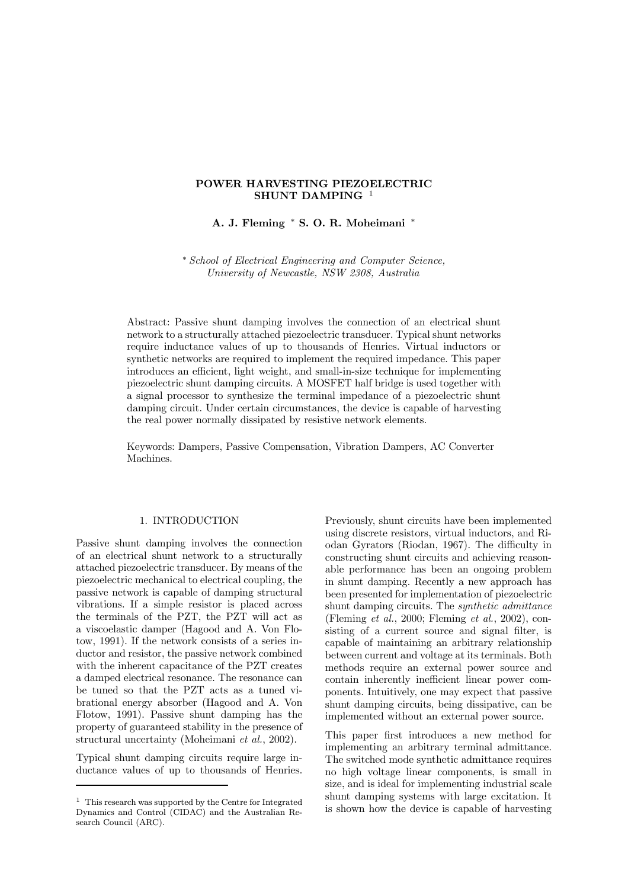# POWER HARVESTING PIEZOELECTRIC SHUNT DAMPING [1]

**A. J. Fleming * S. O. R. Moheimani ***

*\* School of Electrical Engineering and Computer Science, University of Newcastle, NSW 2308, Australia*

Abstract: Passive shunt damping involves the connection of an electrical shunt network to a structurally attached piezoelectric transducer. Typical shunt networks require inductance values of up to thousands of Henries. Virtual inductors or synthetic networks are required to implement the required impedance. This paper introduces an efficient, light weight, and small-in-size technique for implementing piezoelectric shunt damping circuits. A MOSFET half bridge is used together with a signal processor to synthesize the terminal impedance of a piezoelectric shunt damping circuit. Under certain circumstances, the device is capable of harvesting the real power normally dissipated by resistive network elements.

Keywords: Dampers, Passive Compensation, Vibration Dampers, AC Converter Machines.

## 1. INTRODUCTION

Passive shunt damping involves the connection of an electrical shunt network to a structurally attached piezoelectric transducer. By means of the piezoelectric mechanical to electrical coupling, the passive network is capable of damping structural vibrations. If a simple resistor is placed across the terminals of the PZT, the PZT will act as a viscoelastic damper (Hagood and A. Von Flotow, 1991). If the network consists of a series inductor and resistor, the passive network combined with the inherent capacitance of the PZT creates a damped electrical resonance. The resonance can be tuned so that the PZT acts as a tuned vibrational energy absorber (Hagood and A. Von Flotow, 1991). Passive shunt damping has the property of guaranteed stability in the presence of structural uncertainty (Moheimani *et al.*, 2002).

Typical shunt damping circuits require large inductance values of up to thousands of Henries. Previously, shunt circuits have been implemented using discrete resistors, virtual inductors, and Riodan Gyrators (Riodan, 1967). The difficulty in constructing shunt circuits and achieving reasonable performance has been an ongoing problem in shunt damping. Recently a new approach has been presented for implementation of piezoelectric shunt damping circuits. The *synthetic admittance* (Fleming *et al.*, 2000; Fleming *et al.*, 2002), consisting of a current source and signal filter, is capable of maintaining an arbitrary relationship between current and voltage at its terminals. Both methods require an external power source and contain inherently inefficient linear power components. Intuitively, one may expect that passive shunt damping circuits, being dissipative, can be implemented without an external power source.

This paper first introduces a new method for implementing an arbitrary terminal admittance. The switched mode synthetic admittance requires no high voltage linear components, is small in size, and is ideal for implementing industrial scale shunt damping systems with large excitation. It is shown how the device is capable of harvesting

[1] This research was supported by the Centre for Integrated Dynamics and Control (CIDAC) and the Australian Research Council (ARC).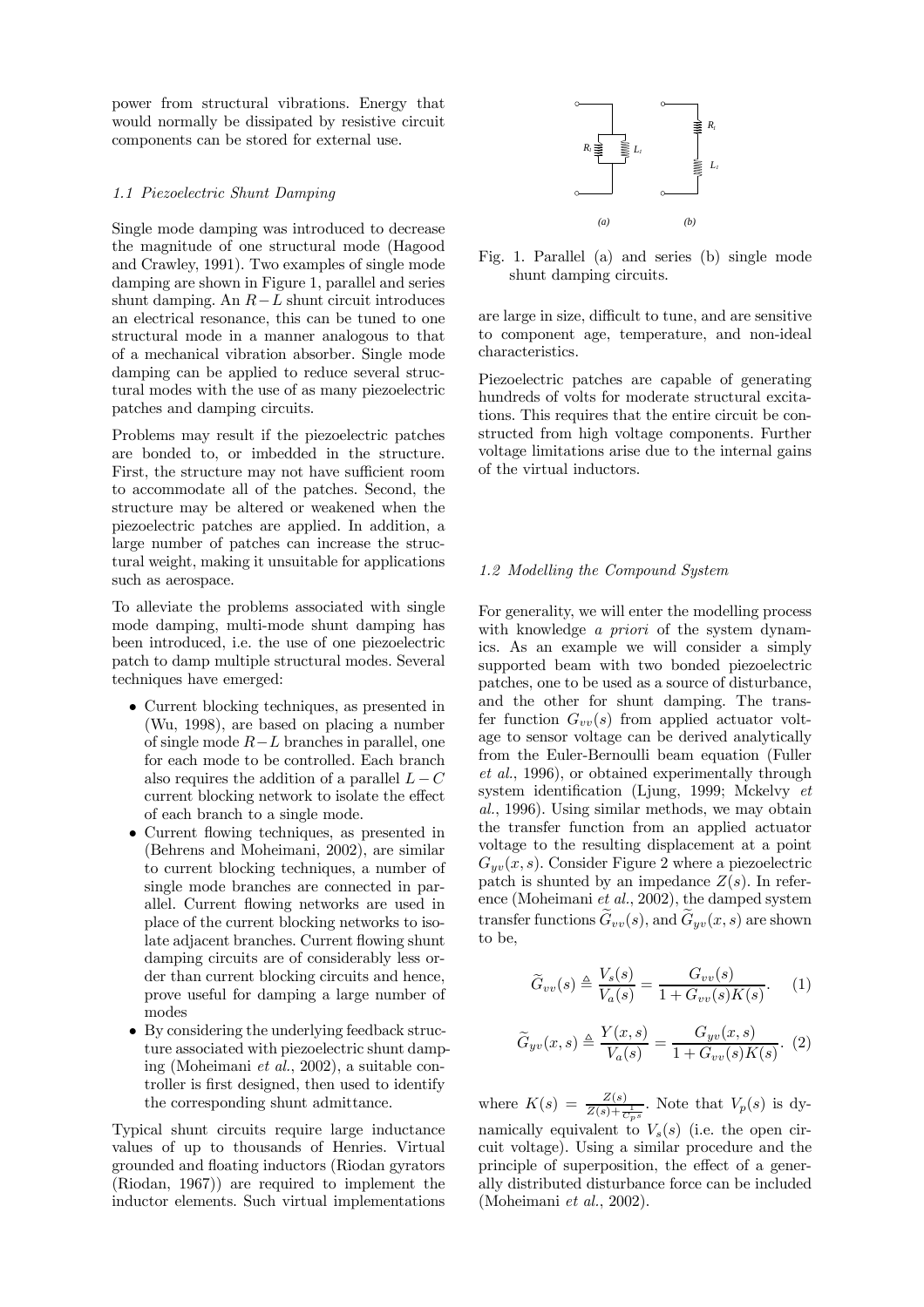power from structural vibrations. Energy that would normally be dissipated by resistive circuit components can be stored for external use.

### 1.1 Piezoelectric Shunt Damping

Single mode damping was introduced to decrease the magnitude of one structural mode (Hagood and Crawley, 1991). Two examples of single mode damping are shown in Figure 1, parallel and series shunt damping. An $R-L$ shunt circuit introduces an electrical resonance, this can be tuned to one structural mode in a manner analogous to that of a mechanical vibration absorber. Single mode damping can be applied to reduce several structural modes with the use of as many piezoelectric patches and damping circuits.

Problems may result if the piezoelectric patches are bonded to, or imbedded in the structure. First, the structure may not have sufficient room to accommodate all of the patches. Second, the structure may be altered or weakened when the piezoelectric patches are applied. In addition, a large number of patches can increase the structural weight, making it unsuitable for applications such as aerospace.

To alleviate the problems associated with single mode damping, multi-mode shunt damping has been introduced, i.e. the use of one piezoelectric patch to damp multiple structural modes. Several techniques have emerged:

- Current blocking techniques, as presented in (Wu, 1998), are based on placing a number of single mode $R-L$ branches in parallel, one for each mode to be controlled. Each branch also requires the addition of a parallel $L-C$ current blocking network to isolate the effect of each branch to a single mode.
- Current flowing techniques, as presented in (Behrens and Moheimani, 2002), are similar to current blocking techniques, a number of single mode branches are connected in parallel. Current flowing networks are used in place of the current blocking networks to isolate adjacent branches. Current flowing shunt damping circuits are of considerably less order than current blocking circuits and hence, prove useful for damping a large number of modes
- By considering the underlying feedback structure associated with piezoelectric shunt damping (Moheimani *et al.*, 2002), a suitable controller is first designed, then used to identify the corresponding shunt admittance.

Typical shunt circuits require large inductance values of up to thousands of Henries. Virtual grounded and floating inductors (Riodan gyrators (Riodan, 1967)) are required to implement the inductor elements. Such virtual implementations are large in size, difficult to tune, and are sensitive to component age, temperature, and non-ideal characteristics.

Fig. 1. Parallel (a) and series (b) single mode shunt damping circuits.

Piezoelectric patches are capable of generating hundreds of volts for moderate structural excitations. This requires that the entire circuit be constructed from high voltage components. Further voltage limitations arise due to the internal gains of the virtual inductors.

### 1.2 Modelling the Compound System

For generality, we will enter the modelling process with knowledge *a priori* of the system dynamics. As an example we will consider a simply supported beam with two bonded piezoelectric patches, one to be used as a source of disturbance, and the other for shunt damping. The transfer function $G_{vv}(s)$ from applied actuator voltage to sensor voltage can be derived analytically from the Euler-Bernoulli beam equation (Fuller *et al.*, 1996), or obtained experimentally through system identification (Ljung, 1999; Mckelvy *et al.*, 1996). Using similar methods, we may obtain the transfer function from an applied actuator voltage to the resulting displacement at a point $G_{yv}(x, s)$. Consider Figure 2 where a piezoelectric patch is shunted by an impedance $Z(s)$. In reference (Moheimani *et al.*, 2002), the damped system transfer functions $\widetilde{G}_{vv}(s)$, and $\widetilde{G}_{yv}(x, s)$ are shown to be,

$$\widetilde{G}_{vv}(s) \triangleq \frac{V_s(s)}{V_a(s)} = \frac{G_{vv}(s)}{1 + G_{vv}(s)K(s)}. \quad (1)$$

$$\widetilde{G}_{yv}(x, s) \triangleq \frac{Y(x, s)}{V_a(s)} = \frac{G_{yv}(x, s)}{1 + G_{vv}(s)K(s)}. \quad (2)$$

where $K(s) = \frac{Z(s)}{Z(s) + \frac{1}{C_p s}}$. Note that $V_p(s)$ is dynamically equivalent to $V_s(s)$ (i.e. the open circuit voltage). Using a similar procedure and the principle of superposition, the effect of a generally distributed disturbance force can be included (Moheimani *et al.*, 2002).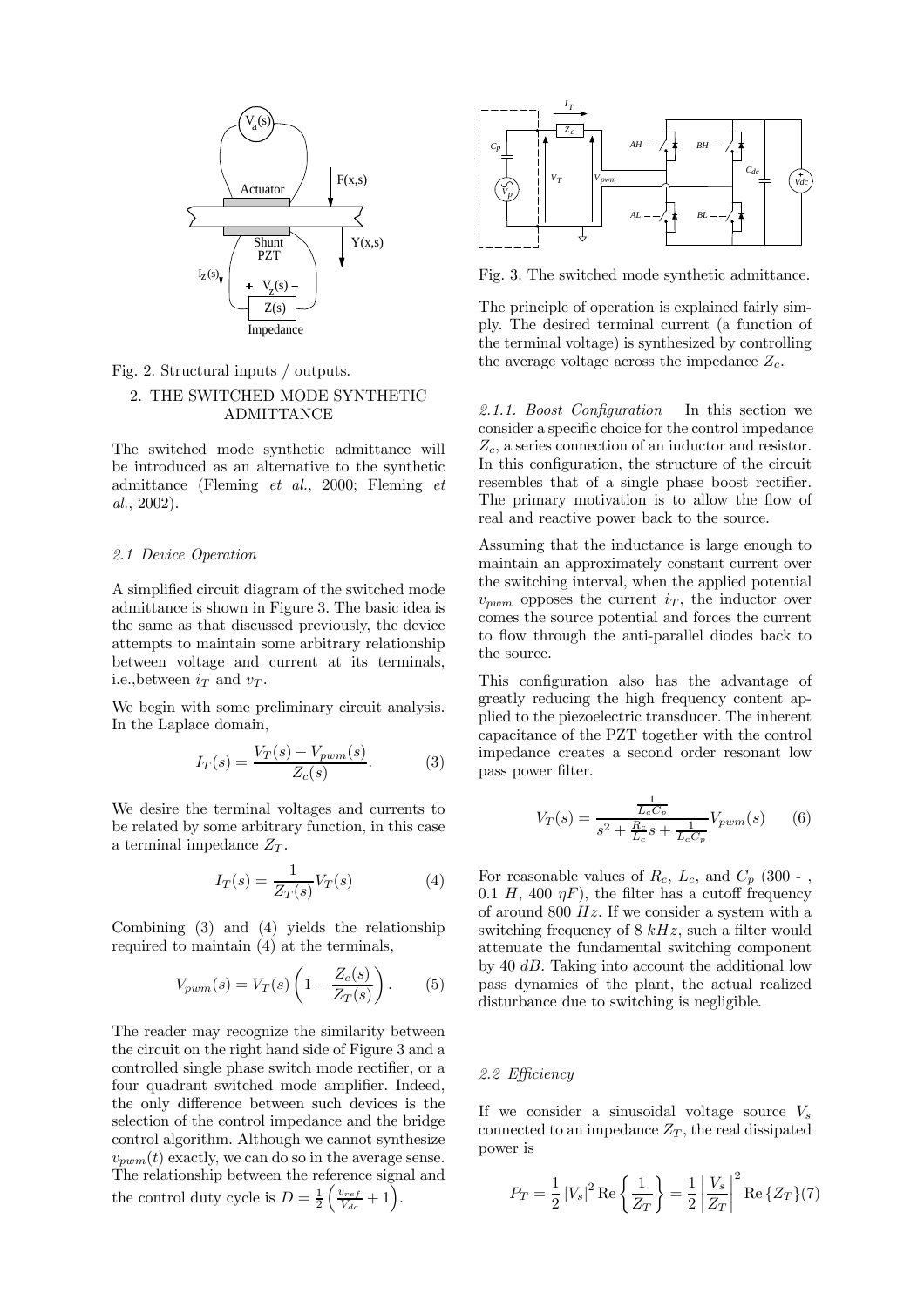Fig. 2. Structural inputs / outputs.

## 2. THE SWITCHED MODE SYNTHETIC ADMITTANCE

The switched mode synthetic admittance will be introduced as an alternative to the synthetic admittance (Fleming *et al.*, 2000; Fleming *et al.*, 2002).

### *2.1 Device Operation*

A simplified circuit diagram of the switched mode admittance is shown in Figure 3. The basic idea is the same as that discussed previously, the device attempts to maintain some arbitrary relationship between voltage and current at its terminals, i.e.,between $i_T$ and $v_T$.

We begin with some preliminary circuit analysis. In the Laplace domain,

$$I_T(s) = \frac{V_T(s) - V_{pwm}(s)}{Z_c(s)}. \tag{3}$$

We desire the terminal voltages and currents to be related by some arbitrary function, in this case a terminal impedance $Z_T$.

$$I_T(s) = \frac{1}{Z_T(s)} V_T(s) \tag{4}$$

Combining (3) and (4) yields the relationship required to maintain (4) at the terminals,

$$V_{pwm}(s) = V_T(s)\left(1 - \frac{Z_c(s)}{Z_T(s)}\right). \tag{5}$$

The reader may recognize the similarity between the circuit on the right hand side of Figure 3 and a controlled single phase switch mode rectifier, or a four quadrant switched mode amplifier. Indeed, the only difference between such devices is the selection of the control impedance and the bridge control algorithm. Although we cannot synthesize $v_{pwm}(t)$ exactly, we can do so in the average sense. The relationship between the reference signal and the control duty cycle is $D = \frac{1}{2}\left(\frac{v_{ref}}{V_{dc}} + 1\right)$.

Fig. 3. The switched mode synthetic admittance.

The principle of operation is explained fairly simply. The desired terminal current (a function of the terminal voltage) is synthesized by controlling the average voltage across the impedance $Z_c$.

*2.1.1. Boost Configuration* In this section we consider a specific choice for the control impedance $Z_c$, a series connection of an inductor and resistor. In this configuration, the structure of the circuit resembles that of a single phase boost rectifier. The primary motivation is to allow the flow of real and reactive power back to the source.

Assuming that the inductance is large enough to maintain an approximately constant current over the switching interval, when the applied potential $v_{pwm}$ opposes the current $i_T$, the inductor over comes the source potential and forces the current to flow through the anti-parallel diodes back to the source.

This configuration also has the advantage of greatly reducing the high frequency content applied to the piezoelectric transducer. The inherent capacitance of the PZT together with the control impedance creates a second order resonant low pass power filter.

$$V_T(s) = \frac{\frac{1}{L_c C_p}}{s^2 + \frac{R_c}{L_c}s + \frac{1}{L_c C_p}} V_{pwm}(s) \tag{6}$$

For reasonable values of $R_c$, $L_c$, and $C_p$ (300 - , 0.1 $H$, 400 $\eta F$), the filter has a cutoff frequency of around 800 $Hz$. If we consider a system with a switching frequency of 8 $kHz$, such a filter would attenuate the fundamental switching component by 40 $dB$. Taking into account the additional low pass dynamics of the plant, the actual realized disturbance due to switching is negligible.

### *2.2 Efficiency*

If we consider a sinusoidal voltage source $V_s$ connected to an impedance $Z_T$, the real dissipated power is

$$P_T = \frac{1}{2}|V_s|^2 \operatorname{Re}\left\{\frac{1}{Z_T}\right\} = \frac{1}{2}\left|\frac{V_s}{Z_T}\right|^2 \operatorname{Re}\{Z_T\} \tag{7}$$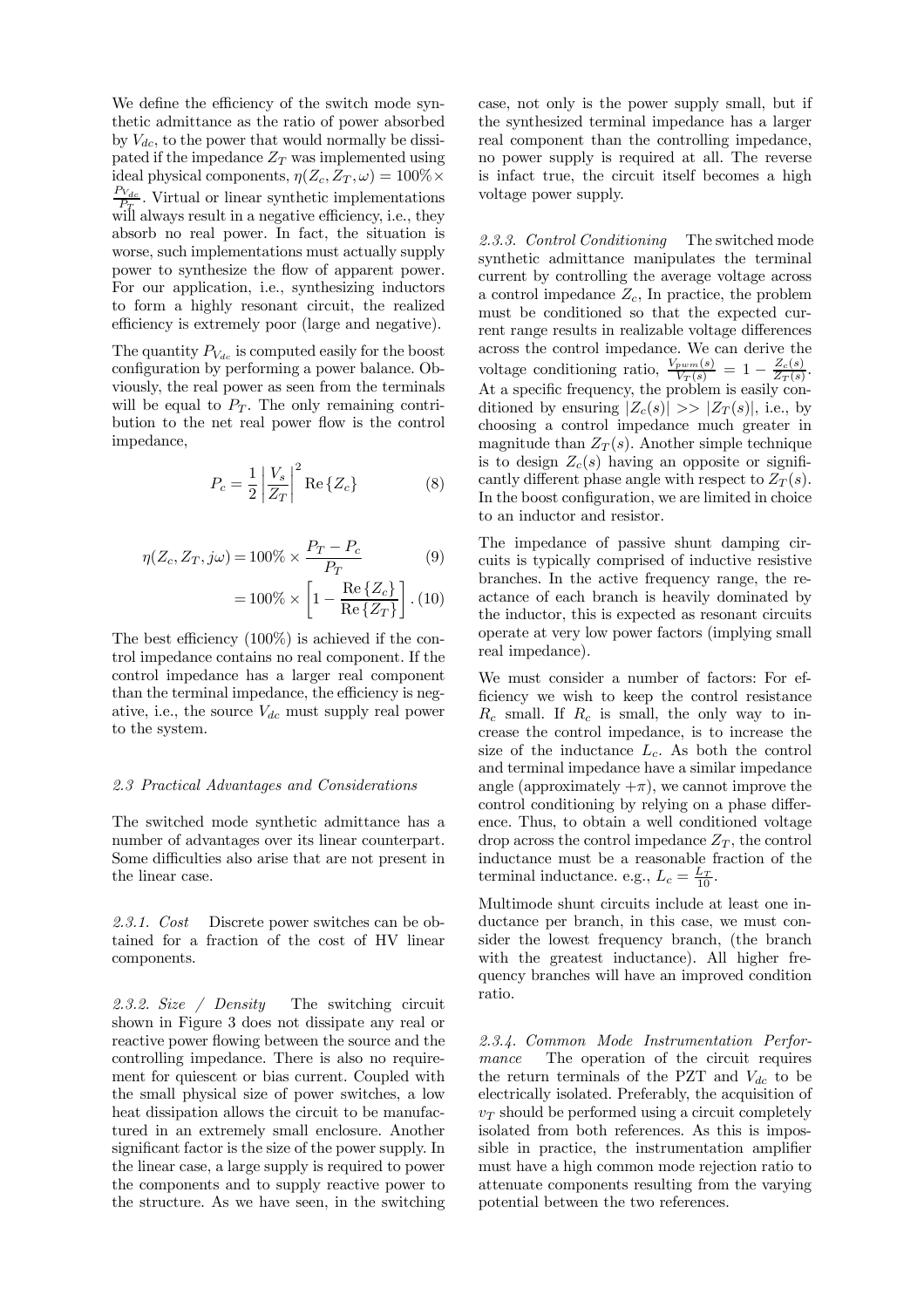We define the efficiency of the switch mode synthetic admittance as the ratio of power absorbed by $V_{dc}$, to the power that would normally be dissipated if the impedance $Z_T$ was implemented using ideal physical components, $\eta(Z_c, Z_T, \omega) = 100\% \times \frac{P_{V_{dc}}}{P_T}$. Virtual or linear synthetic implementations will always result in a negative efficiency, i.e., they absorb no real power. In fact, the situation is worse, such implementations must actually supply power to synthesize the flow of apparent power. For our application, i.e., synthesizing inductors to form a highly resonant circuit, the realized efficiency is extremely poor (large and negative).

The quantity $P_{V_{dc}}$ is computed easily for the boost configuration by performing a power balance. Obviously, the real power as seen from the terminals will be equal to $P_T$. The only remaining contribution to the net real power flow is the control impedance,

$$P_c = \frac{1}{2}\left|\frac{V_s}{Z_T}\right|^2 \mathrm{Re}\left\{Z_c\right\} \tag{8}$$

$$\eta(Z_c, Z_T, j\omega) = 100\% \times \frac{P_T - P_c}{P_T} \tag{9}$$

$$= 100\% \times \left[1 - \frac{\mathrm{Re}\left\{Z_c\right\}}{\mathrm{Re}\left\{Z_T\right\}}\right]. \tag{10}$$

The best efficiency (100%) is achieved if the control impedance contains no real component. If the control impedance has a larger real component than the terminal impedance, the efficiency is negative, i.e., the source $V_{dc}$ must supply real power to the system.

### 2.3 Practical Advantages and Considerations

The switched mode synthetic admittance has a number of advantages over its linear counterpart. Some difficulties also arise that are not present in the linear case.

*2.3.1. Cost* Discrete power switches can be obtained for a fraction of the cost of HV linear components.

*2.3.2. Size / Density* The switching circuit shown in Figure 3 does not dissipate any real or reactive power flowing between the source and the controlling impedance. There is also no requirement for quiescent or bias current. Coupled with the small physical size of power switches, a low heat dissipation allows the circuit to be manufactured in an extremely small enclosure. Another significant factor is the size of the power supply. In the linear case, a large supply is required to power the components and to supply reactive power to the structure. As we have seen, in the switching case, not only is the power supply small, but if the synthesized terminal impedance has a larger real component than the controlling impedance, no power supply is required at all. The reverse is infact true, the circuit itself becomes a high voltage power supply.

*2.3.3. Control Conditioning* The switched mode synthetic admittance manipulates the terminal current by controlling the average voltage across a control impedance $Z_c$, In practice, the problem must be conditioned so that the expected current range results in realizable voltage differences across the control impedance. We can derive the voltage conditioning ratio, $\frac{V_{pwm}(s)}{V_T(s)} = 1 - \frac{Z_c(s)}{Z_T(s)}$. At a specific frequency, the problem is easily conditioned by ensuring $|Z_c(s)| >> |Z_T(s)|$, i.e., by choosing a control impedance much greater in magnitude than $Z_T(s)$. Another simple technique is to design $Z_c(s)$ having an opposite or significantly different phase angle with respect to $Z_T(s)$. In the boost configuration, we are limited in choice to an inductor and resistor.

The impedance of passive shunt damping circuits is typically comprised of inductive resistive branches. In the active frequency range, the reactance of each branch is heavily dominated by the inductor, this is expected as resonant circuits operate at very low power factors (implying small real impedance).

We must consider a number of factors: For efficiency we wish to keep the control resistance $R_c$ small. If $R_c$ is small, the only way to increase the control impedance, is to increase the size of the inductance $L_c$. As both the control and terminal impedance have a similar impedance angle (approximately $+\pi$), we cannot improve the control conditioning by relying on a phase difference. Thus, to obtain a well conditioned voltage drop across the control impedance $Z_T$, the control inductance must be a reasonable fraction of the terminal inductance. e.g., $L_c = \frac{L_T}{10}$.

Multimode shunt circuits include at least one inductance per branch, in this case, we must consider the lowest frequency branch, (the branch with the greatest inductance). All higher frequency branches will have an improved condition ratio.

*2.3.4. Common Mode Instrumentation Performance* The operation of the circuit requires the return terminals of the PZT and $V_{dc}$ to be electrically isolated. Preferably, the acquisition of $v_T$ should be performed using a circuit completely isolated from both references. As this is impossible in practice, the instrumentation amplifier must have a high common mode rejection ratio to attenuate components resulting from the varying potential between the two references.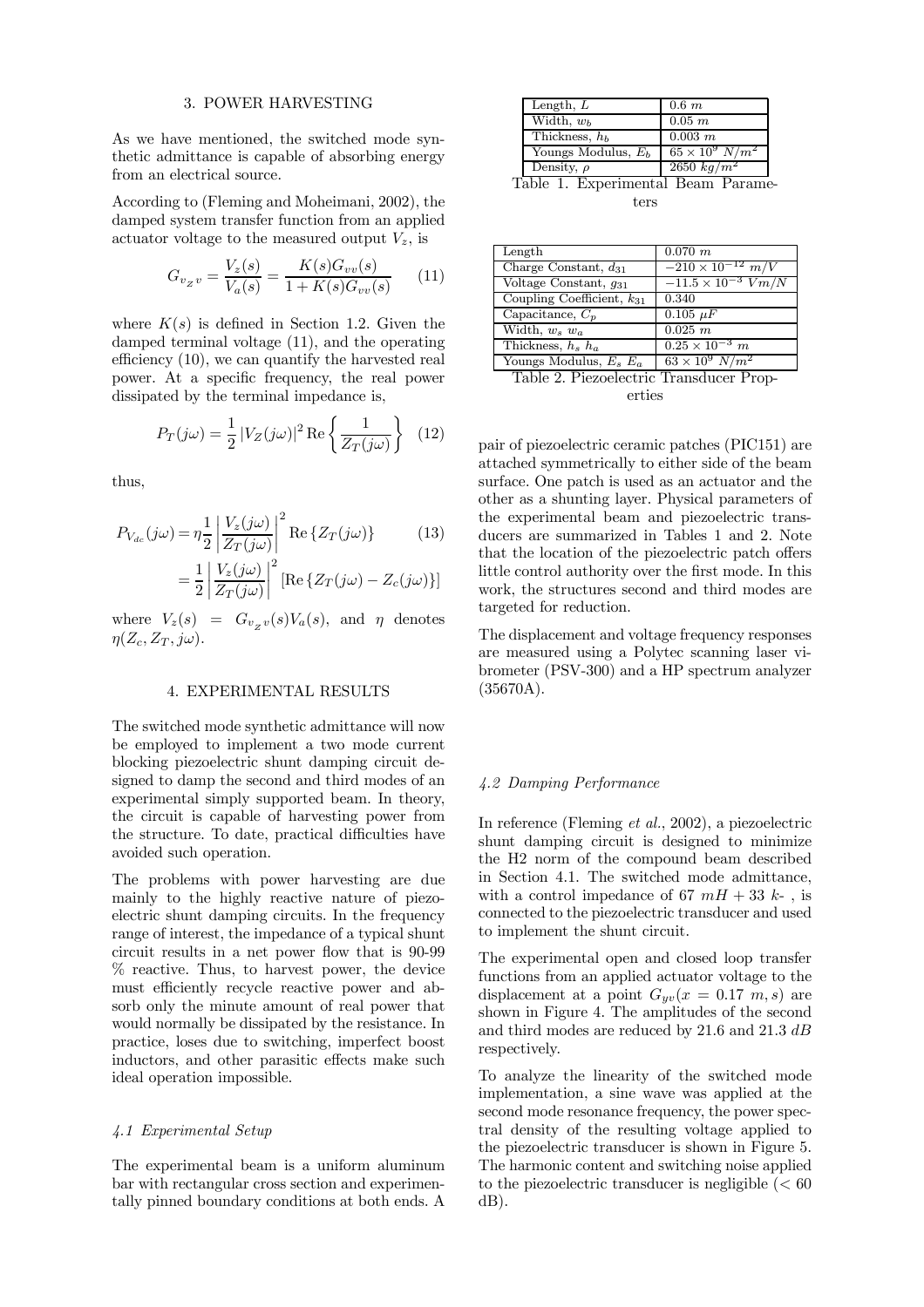## 3. POWER HARVESTING

As we have mentioned, the switched mode synthetic admittance is capable of absorbing energy from an electrical source.

According to (Fleming and Moheimani, 2002), the damped system transfer function from an applied actuator voltage to the measured output $V_z$, is

$$G_{v_z v} = \frac{V_z(s)}{V_a(s)} = \frac{K(s)G_{vv}(s)}{1 + K(s)G_{vv}(s)} \quad (11)$$

where $K(s)$ is defined in Section 1.2. Given the damped terminal voltage (11), and the operating efficiency (10), we can quantify the harvested real power. At a specific frequency, the real power dissipated by the terminal impedance is,

$$P_T(j\omega) = \frac{1}{2} |V_Z(j\omega)|^2 \operatorname{Re}\left\{\frac{1}{Z_T(j\omega)}\right\} \quad (12)$$

thus,

$$\begin{aligned} P_{V_{dc}}(j\omega) &= \eta \frac{1}{2} \left| \frac{V_z(j\omega)}{Z_T(j\omega)} \right|^2 \operatorname{Re}\{Z_T(j\omega)\} \quad (13) \\ &= \frac{1}{2} \left| \frac{V_z(j\omega)}{Z_T(j\omega)} \right|^2 [\operatorname{Re}\{Z_T(j\omega) - Z_c(j\omega)\}] \end{aligned}$$

where $V_z(s) = G_{v_z v}(s)V_a(s)$, and $\eta$ denotes $\eta(Z_c, Z_T, j\omega)$.

## 4. EXPERIMENTAL RESULTS

The switched mode synthetic admittance will now be employed to implement a two mode current blocking piezoelectric shunt damping circuit designed to damp the second and third modes of an experimental simply supported beam. In theory, the circuit is capable of harvesting power from the structure. To date, practical difficulties have avoided such operation.

The problems with power harvesting are due mainly to the highly reactive nature of piezoelectric shunt damping circuits. In the frequency range of interest, the impedance of a typical shunt circuit results in a net power flow that is 90-99 % reactive. Thus, to harvest power, the device must efficiently recycle reactive power and absorb only the minute amount of real power that would normally be dissipated by the resistance. In practice, loses due to switching, imperfect boost inductors, and other parasitic effects make such ideal operation impossible.

### *4.1 Experimental Setup*

The experimental beam is a uniform aluminum bar with rectangular cross section and experimentally pinned boundary conditions at both ends. A pair of piezoelectric ceramic patches (PIC151) are attached symmetrically to either side of the beam surface. One patch is used as an actuator and the other as a shunting layer. Physical parameters of the experimental beam and piezoelectric transducers are summarized in Tables 1 and 2. Note that the location of the piezoelectric patch offers little control authority over the first mode. In this work, the structures second and third modes are targeted for reduction.

| Parameter | Value |
|---|---|
| Length, $L$ | $0.6\ m$ |
| Width, $w_b$ | $0.05\ m$ |
| Thickness, $h_b$ | $0.003\ m$ |
| Youngs Modulus, $E_b$ | $65 \times 10^9\ N/m^2$ |
| Density, $\rho$ | $2650\ kg/m^2$ |

Table 1. Experimental Beam Parameters

| Parameter | Value |
|---|---|
| Length | $0.070\ m$ |
| Charge Constant, $d_{31}$ | $-210 \times 10^{-12}\ m/V$ |
| Voltage Constant, $g_{31}$ | $-11.5 \times 10^{-3}\ Vm/N$ |
| Coupling Coefficient, $k_{31}$ | $0.340$ |
| Capacitance, $C_p$ | $0.105\ \mu F$ |
| Width, $w_s$ $w_a$ | $0.025\ m$ |
| Thickness, $h_s$ $h_a$ | $0.25 \times 10^{-3}\ m$ |
| Youngs Modulus, $E_s$ $E_a$ | $63 \times 10^9\ N/m^2$ |

Table 2. Piezoelectric Transducer Properties

The displacement and voltage frequency responses are measured using a Polytec scanning laser vibrometer (PSV-300) and a HP spectrum analyzer (35670A).

### *4.2 Damping Performance*

In reference (Fleming *et al.*, 2002), a piezoelectric shunt damping circuit is designed to minimize the H2 norm of the compound beam described in Section 4.1. The switched mode admittance, with a control impedance of 67 $mH$ + 33 $k$- , is connected to the piezoelectric transducer and used to implement the shunt circuit.

The experimental open and closed loop transfer functions from an applied actuator voltage to the displacement at a point $G_{yv}(x = 0.17\ m, s)$ are shown in Figure 4. The amplitudes of the second and third modes are reduced by 21.6 and 21.3 $dB$ respectively.

To analyze the linearity of the switched mode implementation, a sine wave was applied at the second mode resonance frequency, the power spectral density of the resulting voltage applied to the piezoelectric transducer is shown in Figure 5. The harmonic content and switching noise applied to the piezoelectric transducer is negligible (< 60 dB).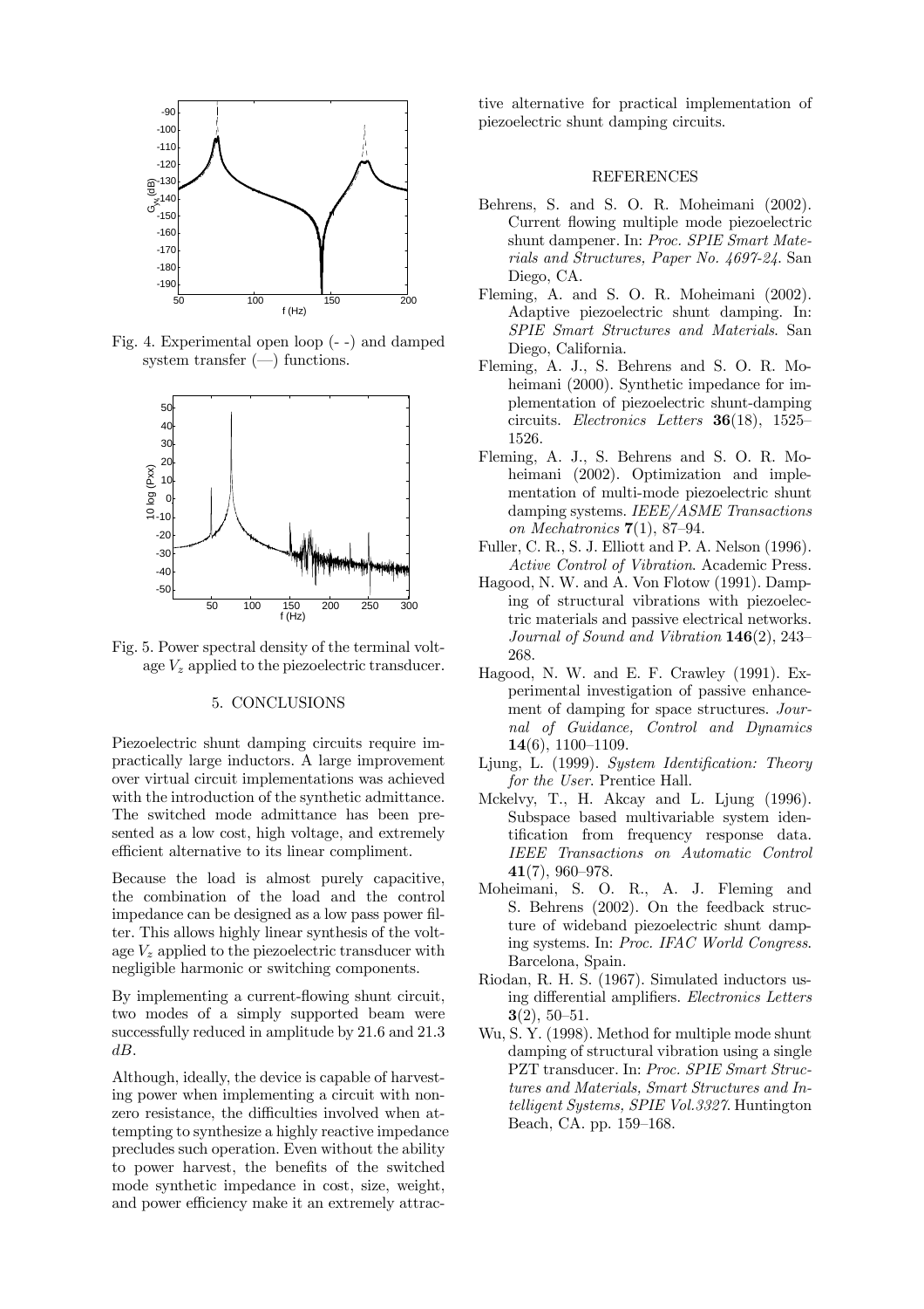-90
-100
-110
-120
-130
-140
-150
-160
-170
-180
-190

$G_{V_z}$ (dB)

50 100 150 200

f (Hz)

Fig. 4. Experimental open loop (- -) and damped system transfer (—) functions.

50
40
30
20
10
0
-10
-20
-30
-40
-50

10 log (Pxx)

50 100 150 200 250 300

f (Hz)

Fig. 5. Power spectral density of the terminal voltage $V_z$ applied to the piezoelectric transducer.

## 5. CONCLUSIONS

Piezoelectric shunt damping circuits require impractically large inductors. A large improvement over virtual circuit implementations was achieved with the introduction of the synthetic admittance. The switched mode admittance has been presented as a low cost, high voltage, and extremely efficient alternative to its linear compliment.

Because the load is almost purely capacitive, the combination of the load and the control impedance can be designed as a low pass power filter. This allows highly linear synthesis of the voltage $V_z$ applied to the piezoelectric transducer with negligible harmonic or switching components.

By implementing a current-flowing shunt circuit, two modes of a simply supported beam were successfully reduced in amplitude by 21.6 and 21.3 $dB$.

Although, ideally, the device is capable of harvesting power when implementing a circuit with nonzero resistance, the difficulties involved when attempting to synthesize a highly reactive impedance precludes such operation. Even without the ability to power harvest, the benefits of the switched mode synthetic impedance in cost, size, weight, and power efficiency make it an extremely attractive alternative for practical implementation of piezoelectric shunt damping circuits.

## REFERENCES

Behrens, S. and S. O. R. Moheimani (2002). Current flowing multiple mode piezoelectric shunt dampener. In: *Proc. SPIE Smart Materials and Structures, Paper No. 4697-24*. San Diego, CA.

Fleming, A. and S. O. R. Moheimani (2002). Adaptive piezoelectric shunt damping. In: *SPIE Smart Structures and Materials*. San Diego, California.

Fleming, A. J., S. Behrens and S. O. R. Moheimani (2000). Synthetic impedance for implementation of piezoelectric shunt-damping circuits. *Electronics Letters* **36**(18), 1525–1526.

Fleming, A. J., S. Behrens and S. O. R. Moheimani (2002). Optimization and implementation of multi-mode piezoelectric shunt damping systems. *IEEE/ASME Transactions on Mechatronics* **7**(1), 87–94.

Fuller, C. R., S. J. Elliott and P. A. Nelson (1996). *Active Control of Vibration*. Academic Press.

Hagood, N. W. and A. Von Flotow (1991). Damping of structural vibrations with piezoelectric materials and passive electrical networks. *Journal of Sound and Vibration* **146**(2), 243–268.

Hagood, N. W. and E. F. Crawley (1991). Experimental investigation of passive enhancement of damping for space structures. *Journal of Guidance, Control and Dynamics* **14**(6), 1100–1109.

Ljung, L. (1999). *System Identification: Theory for the User*. Prentice Hall.

Mckelvy, T., H. Akcay and L. Ljung (1996). Subspace based multivariable system identification from frequency response data. *IEEE Transactions on Automatic Control* **41**(7), 960–978.

Moheimani, S. O. R., A. J. Fleming and S. Behrens (2002). On the feedback structure of wideband piezoelectric shunt damping systems. In: *Proc. IFAC World Congress*. Barcelona, Spain.

Riodan, R. H. S. (1967). Simulated inductors using differential amplifiers. *Electronics Letters* **3**(2), 50–51.

Wu, S. Y. (1998). Method for multiple mode shunt damping of structural vibration using a single PZT transducer. In: *Proc. SPIE Smart Structures and Materials, Smart Structures and Intelligent Systems, SPIE Vol.3327*. Huntington Beach, CA. pp. 159–168.